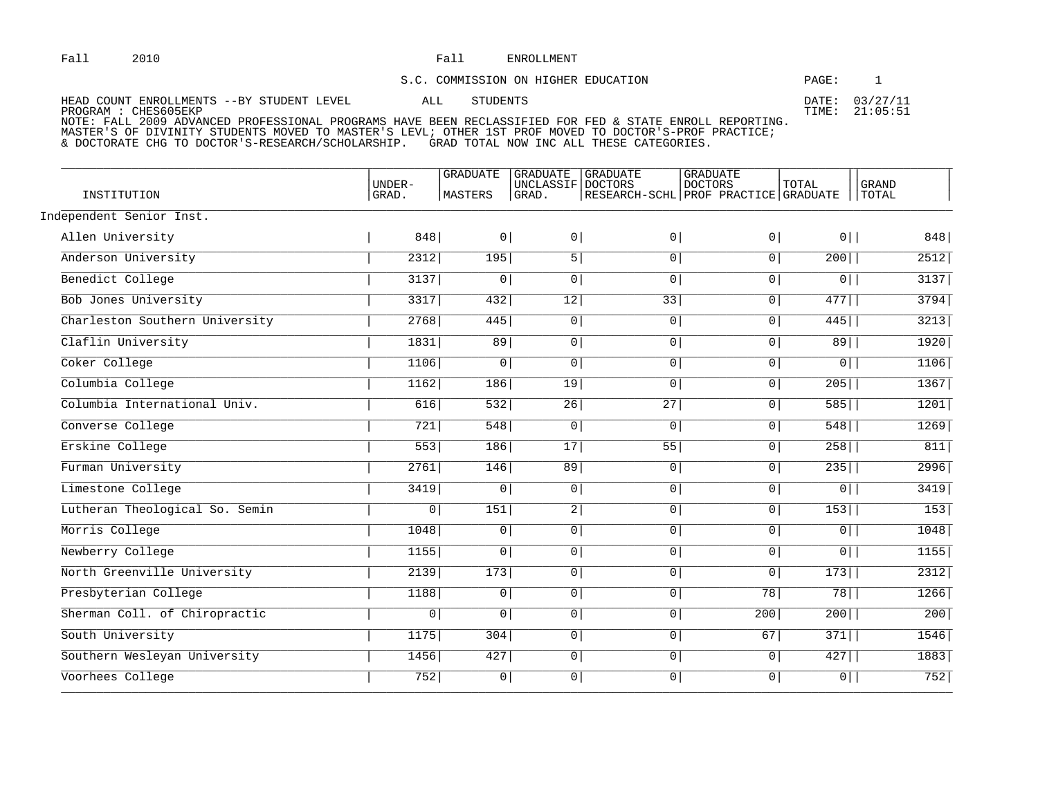Fall 2010 Fall ENROLLMENT

S.C. COMMISSION ON HIGHER EDUCATION

HEAD COUNT ENROLLMENTS --BY STUDENT LEVEL ALL STUDENTS DATE: 03/27/11
PROGRAM : CHES605EKP TIME: 21:05:51
NOTE: FALL 2009 ADVANCED PROFESSIONAL PROGRAMS HAVE BEEN RECLASSIFIED FOR FED & STATE ENROLL REPORTING.
MASTER'S OF DIVINITY STUDENTS MOVED TO MASTER'S LEVL; OTHER 1ST PROF MOVED TO DOCTOR'S-PROF PRACTICE;
& DOCTORATE CHG TO DOCTOR'S-RESEARCH/SCHOLARSHIP. GRAD TOTAL NOW INC ALL THESE CATEGORIES.

| INSTITUTION | UNDER-GRAD. | GRADUATE MASTERS | GRADUATE UNCLASSIF GRAD. | GRADUATE DOCTORS RESEARCH-SCHL | GRADUATE DOCTORS PROF PRACTICE | TOTAL GRADUATE | GRAND TOTAL |
|---|---|---|---|---|---|---|---|
| Independent Senior Inst. | | | | | | | |
| Allen University | 848 | 0 | 0 | 0 | 0 | 0 | 848 |
| Anderson University | 2312 | 195 | 5 | 0 | 0 | 200 | 2512 |
| Benedict College | 3137 | 0 | 0 | 0 | 0 | 0 | 3137 |
| Bob Jones University | 3317 | 432 | 12 | 33 | 0 | 477 | 3794 |
| Charleston Southern University | 2768 | 445 | 0 | 0 | 0 | 445 | 3213 |
| Claflin University | 1831 | 89 | 0 | 0 | 0 | 89 | 1920 |
| Coker College | 1106 | 0 | 0 | 0 | 0 | 0 | 1106 |
| Columbia College | 1162 | 186 | 19 | 0 | 0 | 205 | 1367 |
| Columbia International Univ. | 616 | 532 | 26 | 27 | 0 | 585 | 1201 |
| Converse College | 721 | 548 | 0 | 0 | 0 | 548 | 1269 |
| Erskine College | 553 | 186 | 17 | 55 | 0 | 258 | 811 |
| Furman University | 2761 | 146 | 89 | 0 | 0 | 235 | 2996 |
| Limestone College | 3419 | 0 | 0 | 0 | 0 | 0 | 3419 |
| Lutheran Theological So. Semin | 0 | 151 | 2 | 0 | 0 | 153 | 153 |
| Morris College | 1048 | 0 | 0 | 0 | 0 | 0 | 1048 |
| Newberry College | 1155 | 0 | 0 | 0 | 0 | 0 | 1155 |
| North Greenville University | 2139 | 173 | 0 | 0 | 0 | 173 | 2312 |
| Presbyterian College | 1188 | 0 | 0 | 0 | 78 | 78 | 1266 |
| Sherman Coll. of Chiropractic | 0 | 0 | 0 | 0 | 200 | 200 | 200 |
| South University | 1175 | 304 | 0 | 0 | 67 | 371 | 1546 |
| Southern Wesleyan University | 1456 | 427 | 0 | 0 | 0 | 427 | 1883 |
| Voorhees College | 752 | 0 | 0 | 0 | 0 | 0 | 752 |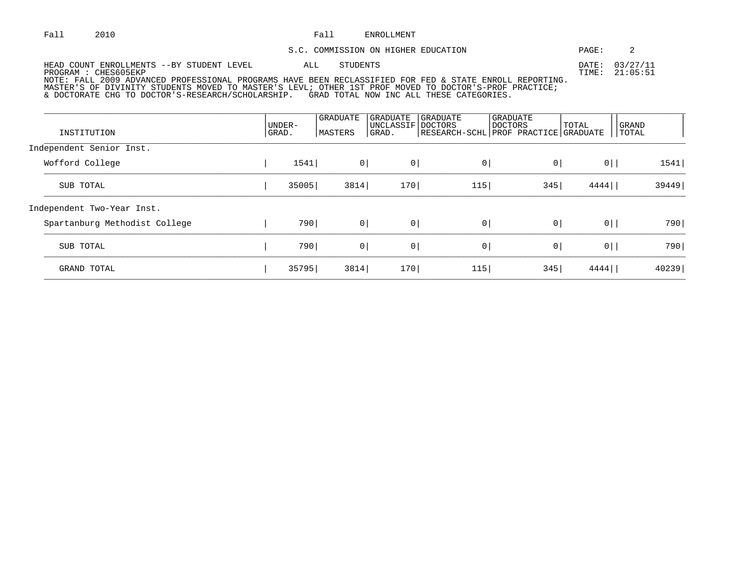Fall 2010 Fall ENROLLMENT

S.C. COMMISSION ON HIGHER EDUCATION

HEAD COUNT ENROLLMENTS --BY STUDENT LEVEL ALL STUDENTS

PROGRAM : CHES605EKP

DATE: 03/27/11
TIME: 21:05:51

NOTE: FALL 2009 ADVANCED PROFESSIONAL PROGRAMS HAVE BEEN RECLASSIFIED FOR FED & STATE ENROLL REPORTING.
MASTER'S OF DIVINITY STUDENTS MOVED TO MASTER'S LEVL; OTHER 1ST PROF MOVED TO DOCTOR'S-PROF PRACTICE;
& DOCTORATE CHG TO DOCTOR'S-RESEARCH/SCHOLARSHIP. GRAD TOTAL NOW INC ALL THESE CATEGORIES.

| INSTITUTION | UNDER-GRAD. | GRADUATE MASTERS | GRADUATE UNCLASSIF GRAD. | GRADUATE DOCTORS RESEARCH-SCHL | GRADUATE DOCTORS PROF PRACTICE | TOTAL GRADUATE | GRAND TOTAL |
|---|---|---|---|---|---|---|---|
| Independent Senior Inst. | | | | | | | |
| Wofford College | 1541 | 0 | 0 | 0 | 0 | 0 | 1541 |
| SUB TOTAL | 35005 | 3814 | 170 | 115 | 345 | 4444 | 39449 |
| Independent Two-Year Inst. | | | | | | | |
| Spartanburg Methodist College | 790 | 0 | 0 | 0 | 0 | 0 | 790 |
| SUB TOTAL | 790 | 0 | 0 | 0 | 0 | 0 | 790 |
| GRAND TOTAL | 35795 | 3814 | 170 | 115 | 345 | 4444 | 40239 |